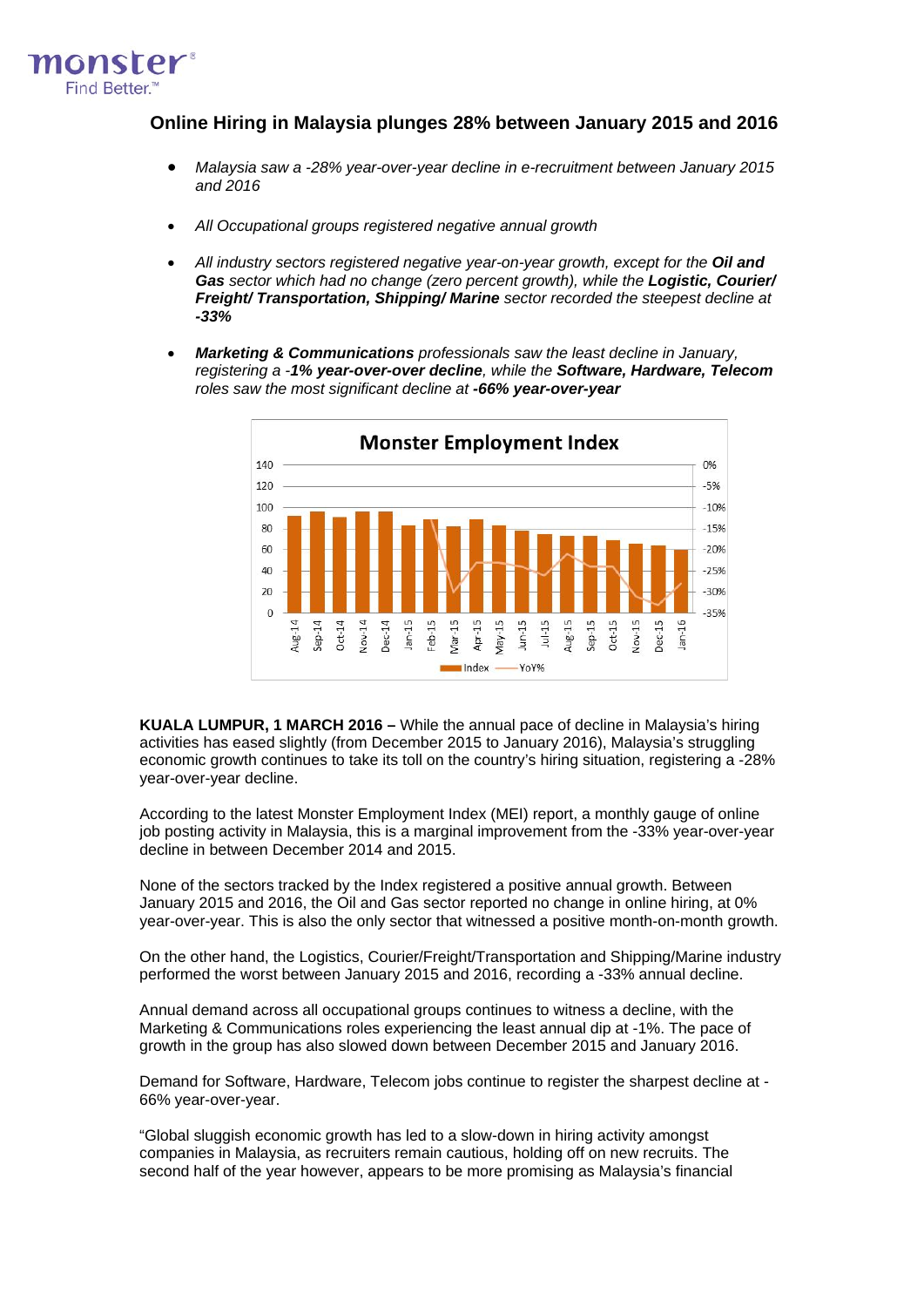monster
Find Better.™

## Online Hiring in Malaysia plunges 28% between January 2015 and 2016

- *Malaysia saw a -28% year-over-year decline in e-recruitment between January 2015 and 2016*
- *All Occupational groups registered negative annual growth*
- *All industry sectors registered negative year-on-year growth, except for the* ***Oil and Gas*** *sector which had no change (zero percent growth), while the* ***Logistic, Courier/ Freight/ Transportation, Shipping/ Marine*** *sector recorded the steepest decline at* ***-33%***
- ***Marketing & Communications*** *professionals saw the least decline in January, registering a* ***-1% year-over-over decline****, while the* ***Software, Hardware, Telecom*** *roles saw the most significant decline at* ***-66% year-over-year***

**KUALA LUMPUR, 1 MARCH 2016 –** While the annual pace of decline in Malaysia's hiring activities has eased slightly (from December 2015 to January 2016), Malaysia's struggling economic growth continues to take its toll on the country's hiring situation, registering a -28% year-over-year decline.

According to the latest Monster Employment Index (MEI) report, a monthly gauge of online job posting activity in Malaysia, this is a marginal improvement from the -33% year-over-year decline in between December 2014 and 2015.

None of the sectors tracked by the Index registered a positive annual growth. Between January 2015 and 2016, the Oil and Gas sector reported no change in online hiring, at 0% year-over-year. This is also the only sector that witnessed a positive month-on-month growth.

On the other hand, the Logistics, Courier/Freight/Transportation and Shipping/Marine industry performed the worst between January 2015 and 2016, recording a -33% annual decline.

Annual demand across all occupational groups continues to witness a decline, with the Marketing & Communications roles experiencing the least annual dip at -1%. The pace of growth in the group has also slowed down between December 2015 and January 2016.

Demand for Software, Hardware, Telecom jobs continue to register the sharpest decline at -66% year-over-year.

"Global sluggish economic growth has led to a slow-down in hiring activity amongst companies in Malaysia, as recruiters remain cautious, holding off on new recruits. The second half of the year however, appears to be more promising as Malaysia's financial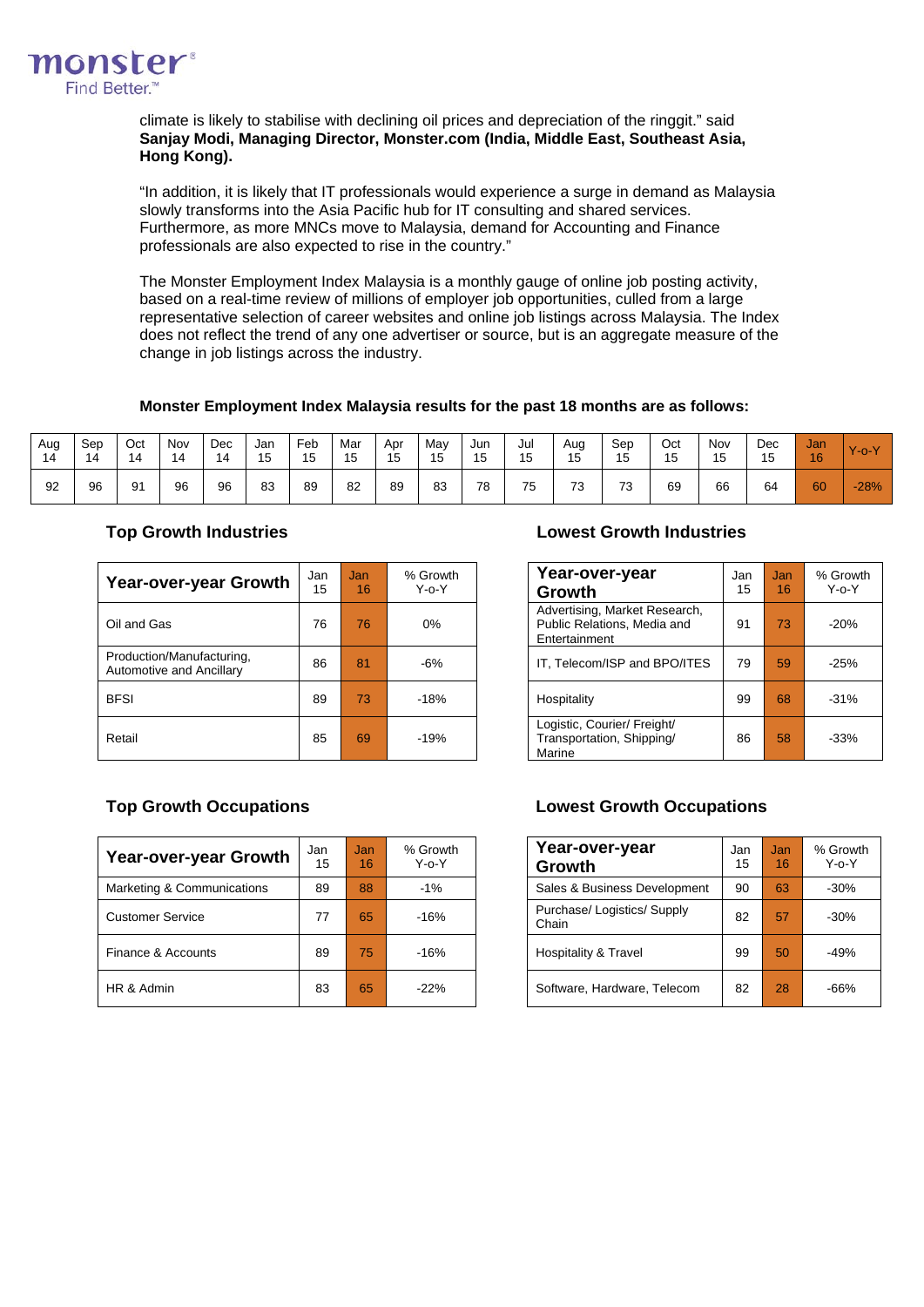climate is likely to stabilise with declining oil prices and depreciation of the ringgit." said **Sanjay Modi, Managing Director, Monster.com (India, Middle East, Southeast Asia, Hong Kong).**

"In addition, it is likely that IT professionals would experience a surge in demand as Malaysia slowly transforms into the Asia Pacific hub for IT consulting and shared services. Furthermore, as more MNCs move to Malaysia, demand for Accounting and Finance professionals are also expected to rise in the country."

The Monster Employment Index Malaysia is a monthly gauge of online job posting activity, based on a real-time review of millions of employer job opportunities, culled from a large representative selection of career websites and online job listings across Malaysia. The Index does not reflect the trend of any one advertiser or source, but is an aggregate measure of the change in job listings across the industry.

**Monster Employment Index Malaysia results for the past 18 months are as follows:**

| Aug 14 | Sep 14 | Oct 14 | Nov 14 | Dec 14 | Jan 15 | Feb 15 | Mar 15 | Apr 15 | May 15 | Jun 15 | Jul 15 | Aug 15 | Sep 15 | Oct 15 | Nov 15 | Dec 15 | Jan 16 | Y-o-Y |
|---|---|---|---|---|---|---|---|---|---|---|---|---|---|---|---|---|---|---|
| 92 | 96 | 91 | 96 | 96 | 83 | 89 | 82 | 89 | 83 | 78 | 75 | 73 | 73 | 69 | 66 | 64 | 60 | -28% |

### Top Growth Industries

| Year-over-year Growth | Jan 15 | Jan 16 | % Growth Y-o-Y |
|---|---|---|---|
| Oil and Gas | 76 | 76 | 0% |
| Production/Manufacturing, Automotive and Ancillary | 86 | 81 | -6% |
| BFSI | 89 | 73 | -18% |
| Retail | 85 | 69 | -19% |

### Lowest Growth Industries

| Year-over-year Growth | Jan 15 | Jan 16 | % Growth Y-o-Y |
|---|---|---|---|
| Advertising, Market Research, Public Relations, Media and Entertainment | 91 | 73 | -20% |
| IT, Telecom/ISP and BPO/ITES | 79 | 59 | -25% |
| Hospitality | 99 | 68 | -31% |
| Logistic, Courier/ Freight/ Transportation, Shipping/ Marine | 86 | 58 | -33% |

### Top Growth Occupations

| Year-over-year Growth | Jan 15 | Jan 16 | % Growth Y-o-Y |
|---|---|---|---|
| Marketing & Communications | 89 | 88 | -1% |
| Customer Service | 77 | 65 | -16% |
| Finance & Accounts | 89 | 75 | -16% |
| HR & Admin | 83 | 65 | -22% |

### Lowest Growth Occupations

| Year-over-year Growth | Jan 15 | Jan 16 | % Growth Y-o-Y |
|---|---|---|---|
| Sales & Business Development | 90 | 63 | -30% |
| Purchase/ Logistics/ Supply Chain | 82 | 57 | -30% |
| Hospitality & Travel | 99 | 50 | -49% |
| Software, Hardware, Telecom | 82 | 28 | -66% |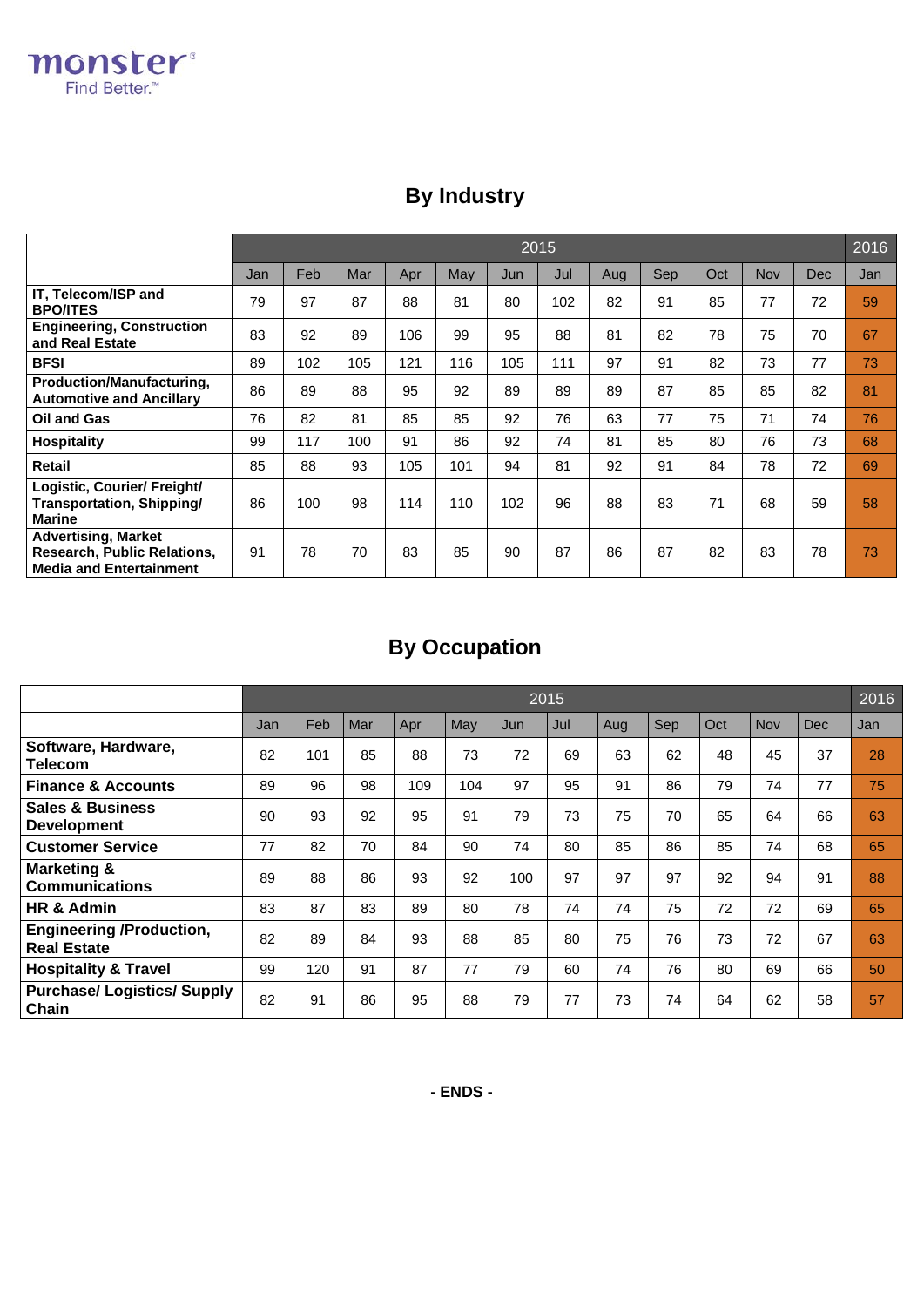## By Industry

| | 2015 | | | | | | | | | | | | 2016 |
|---|---|---|---|---|---|---|---|---|---|---|---|---|---|
| | Jan | Feb | Mar | Apr | May | Jun | Jul | Aug | Sep | Oct | Nov | Dec | Jan |
| **IT, Telecom/ISP and BPO/ITES** | 79 | 97 | 87 | 88 | 81 | 80 | 102 | 82 | 91 | 85 | 77 | 72 | 59 |
| **Engineering, Construction and Real Estate** | 83 | 92 | 89 | 106 | 99 | 95 | 88 | 81 | 82 | 78 | 75 | 70 | 67 |
| **BFSI** | 89 | 102 | 105 | 121 | 116 | 105 | 111 | 97 | 91 | 82 | 73 | 77 | 73 |
| **Production/Manufacturing, Automotive and Ancillary** | 86 | 89 | 88 | 95 | 92 | 89 | 89 | 89 | 87 | 85 | 85 | 82 | 81 |
| **Oil and Gas** | 76 | 82 | 81 | 85 | 85 | 92 | 76 | 63 | 77 | 75 | 71 | 74 | 76 |
| **Hospitality** | 99 | 117 | 100 | 91 | 86 | 92 | 74 | 81 | 85 | 80 | 76 | 73 | 68 |
| **Retail** | 85 | 88 | 93 | 105 | 101 | 94 | 81 | 92 | 91 | 84 | 78 | 72 | 69 |
| **Logistic, Courier/ Freight/ Transportation, Shipping/ Marine** | 86 | 100 | 98 | 114 | 110 | 102 | 96 | 88 | 83 | 71 | 68 | 59 | 58 |
| **Advertising, Market Research, Public Relations, Media and Entertainment** | 91 | 78 | 70 | 83 | 85 | 90 | 87 | 86 | 87 | 82 | 83 | 78 | 73 |

## By Occupation

| | 2015 | | | | | | | | | | | | 2016 |
|---|---|---|---|---|---|---|---|---|---|---|---|---|---|
| | Jan | Feb | Mar | Apr | May | Jun | Jul | Aug | Sep | Oct | Nov | Dec | Jan |
| **Software, Hardware, Telecom** | 82 | 101 | 85 | 88 | 73 | 72 | 69 | 63 | 62 | 48 | 45 | 37 | 28 |
| **Finance & Accounts** | 89 | 96 | 98 | 109 | 104 | 97 | 95 | 91 | 86 | 79 | 74 | 77 | 75 |
| **Sales & Business Development** | 90 | 93 | 92 | 95 | 91 | 79 | 73 | 75 | 70 | 65 | 64 | 66 | 63 |
| **Customer Service** | 77 | 82 | 70 | 84 | 90 | 74 | 80 | 85 | 86 | 85 | 74 | 68 | 65 |
| **Marketing & Communications** | 89 | 88 | 86 | 93 | 92 | 100 | 97 | 97 | 97 | 92 | 94 | 91 | 88 |
| **HR & Admin** | 83 | 87 | 83 | 89 | 80 | 78 | 74 | 74 | 75 | 72 | 72 | 69 | 65 |
| **Engineering /Production, Real Estate** | 82 | 89 | 84 | 93 | 88 | 85 | 80 | 75 | 76 | 73 | 72 | 67 | 63 |
| **Hospitality & Travel** | 99 | 120 | 91 | 87 | 77 | 79 | 60 | 74 | 76 | 80 | 69 | 66 | 50 |
| **Purchase/ Logistics/ Supply Chain** | 82 | 91 | 86 | 95 | 88 | 79 | 77 | 73 | 74 | 64 | 62 | 58 | 57 |

**- ENDS -**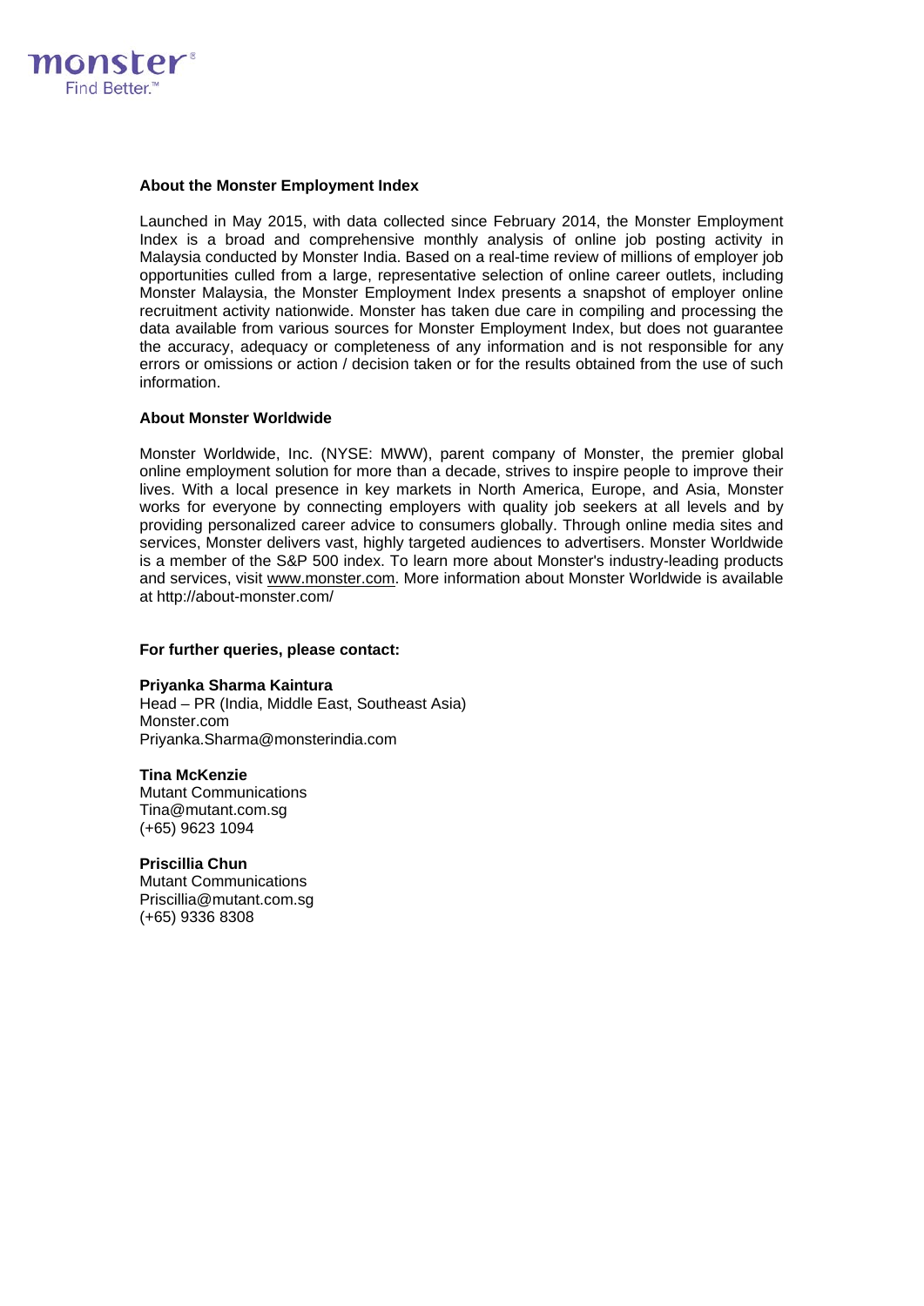**About the Monster Employment Index**

Launched in May 2015, with data collected since February 2014, the Monster Employment Index is a broad and comprehensive monthly analysis of online job posting activity in Malaysia conducted by Monster India. Based on a real-time review of millions of employer job opportunities culled from a large, representative selection of online career outlets, including Monster Malaysia, the Monster Employment Index presents a snapshot of employer online recruitment activity nationwide. Monster has taken due care in compiling and processing the data available from various sources for Monster Employment Index, but does not guarantee the accuracy, adequacy or completeness of any information and is not responsible for any errors or omissions or action / decision taken or for the results obtained from the use of such information.

**About Monster Worldwide**

Monster Worldwide, Inc. (NYSE: MWW), parent company of Monster, the premier global online employment solution for more than a decade, strives to inspire people to improve their lives. With a local presence in key markets in North America, Europe, and Asia, Monster works for everyone by connecting employers with quality job seekers at all levels and by providing personalized career advice to consumers globally. Through online media sites and services, Monster delivers vast, highly targeted audiences to advertisers. Monster Worldwide is a member of the S&P 500 index. To learn more about Monster's industry-leading products and services, visit www.monster.com. More information about Monster Worldwide is available at http://about-monster.com/

**For further queries, please contact:**

**Priyanka Sharma Kaintura**
Head – PR (India, Middle East, Southeast Asia)
Monster.com
Priyanka.Sharma@monsterindia.com

**Tina McKenzie**
Mutant Communications
Tina@mutant.com.sg
(+65) 9623 1094

**Priscillia Chun**
Mutant Communications
Priscillia@mutant.com.sg
(+65) 9336 8308